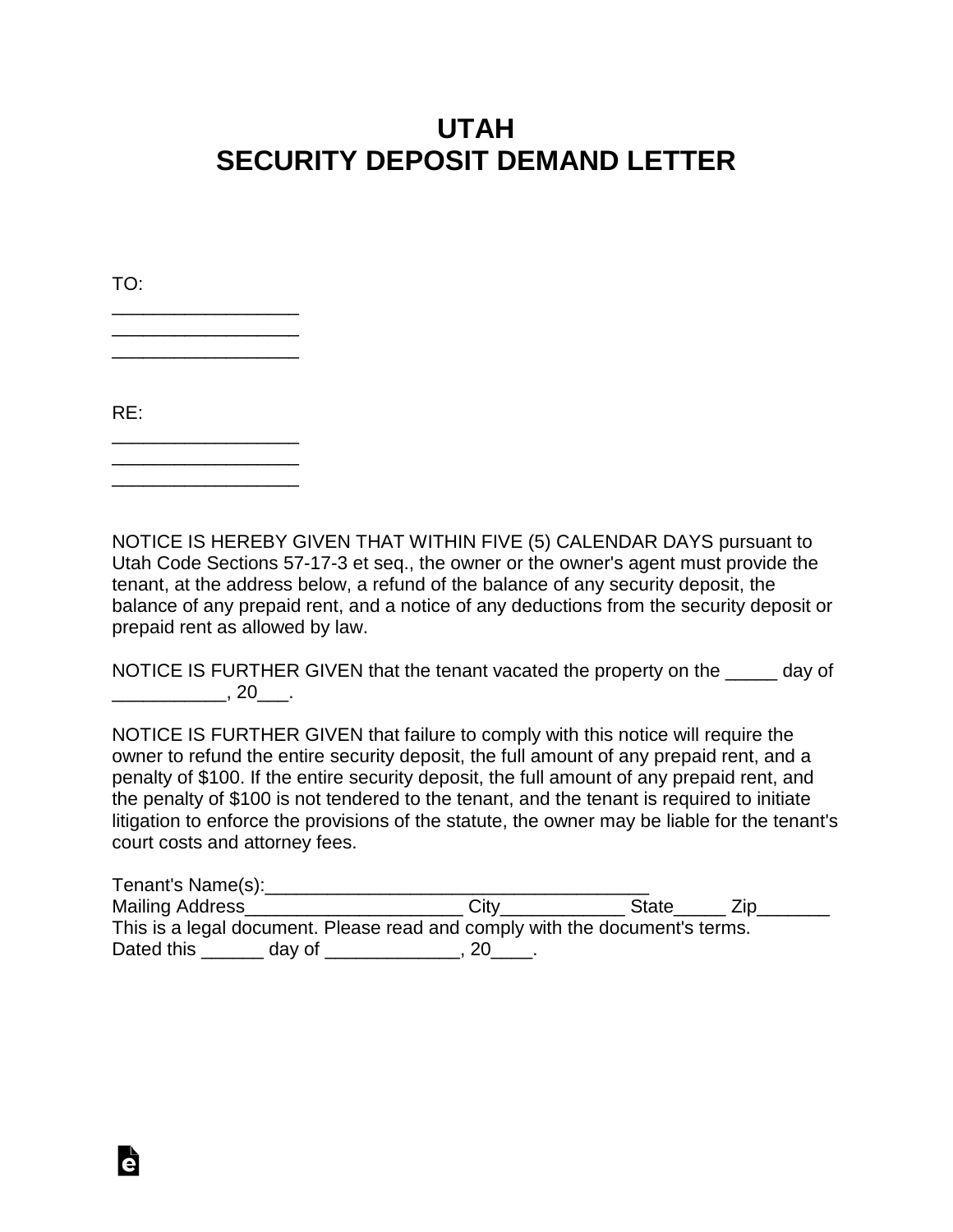# UTAH
# SECURITY DEPOSIT DEMAND LETTER

TO:
__________________
__________________
__________________

RE:
__________________
__________________
__________________

NOTICE IS HEREBY GIVEN THAT WITHIN FIVE (5) CALENDAR DAYS pursuant to Utah Code Sections 57-17-3 et seq., the owner or the owner's agent must provide the tenant, at the address below, a refund of the balance of any security deposit, the balance of any prepaid rent, and a notice of any deductions from the security deposit or prepaid rent as allowed by law.

NOTICE IS FURTHER GIVEN that the tenant vacated the property on the _____ day of ___________, 20___.

NOTICE IS FURTHER GIVEN that failure to comply with this notice will require the owner to refund the entire security deposit, the full amount of any prepaid rent, and a penalty of $100. If the entire security deposit, the full amount of any prepaid rent, and the penalty of $100 is not tendered to the tenant, and the tenant is required to initiate litigation to enforce the provisions of the statute, the owner may be liable for the tenant's court costs and attorney fees.

Tenant's Name(s):_____________________________________
Mailing Address_____________________ City____________ State_____ Zip_______
This is a legal document. Please read and comply with the document's terms.
Dated this ______ day of _____________, 20____.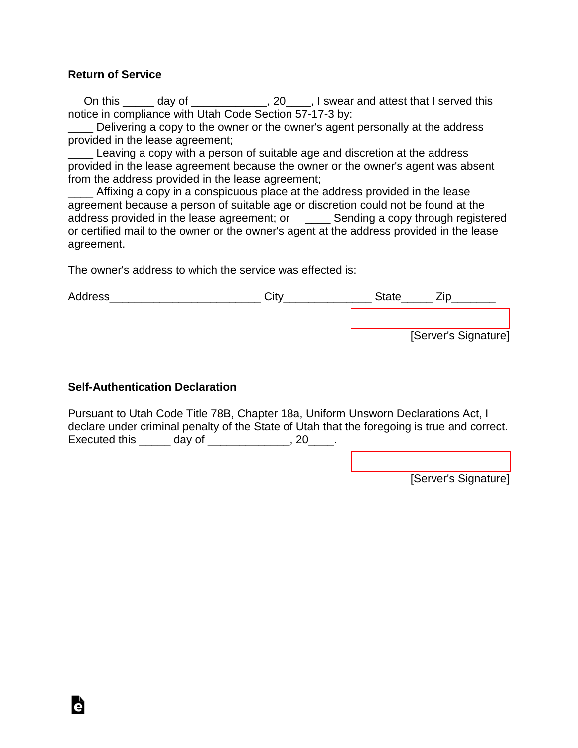**Return of Service**

On this _____ day of ____________, 20____, I swear and attest that I served this notice in compliance with Utah Code Section 57-17-3 by:

____ Delivering a copy to the owner or the owner's agent personally at the address provided in the lease agreement;

____ Leaving a copy with a person of suitable age and discretion at the address provided in the lease agreement because the owner or the owner's agent was absent from the address provided in the lease agreement;

____ Affixing a copy in a conspicuous place at the address provided in the lease agreement because a person of suitable age or discretion could not be found at the address provided in the lease agreement; or ____ Sending a copy through registered or certified mail to the owner or the owner's agent at the address provided in the lease agreement.

The owner's address to which the service was effected is:

Address_______________________ City_____________ State_____ Zip_______

[Server's Signature]

**Self-Authentication Declaration**

Pursuant to Utah Code Title 78B, Chapter 18a, Uniform Unsworn Declarations Act, I declare under criminal penalty of the State of Utah that the foregoing is true and correct. Executed this _____ day of _____________, 20____.

[Server's Signature]